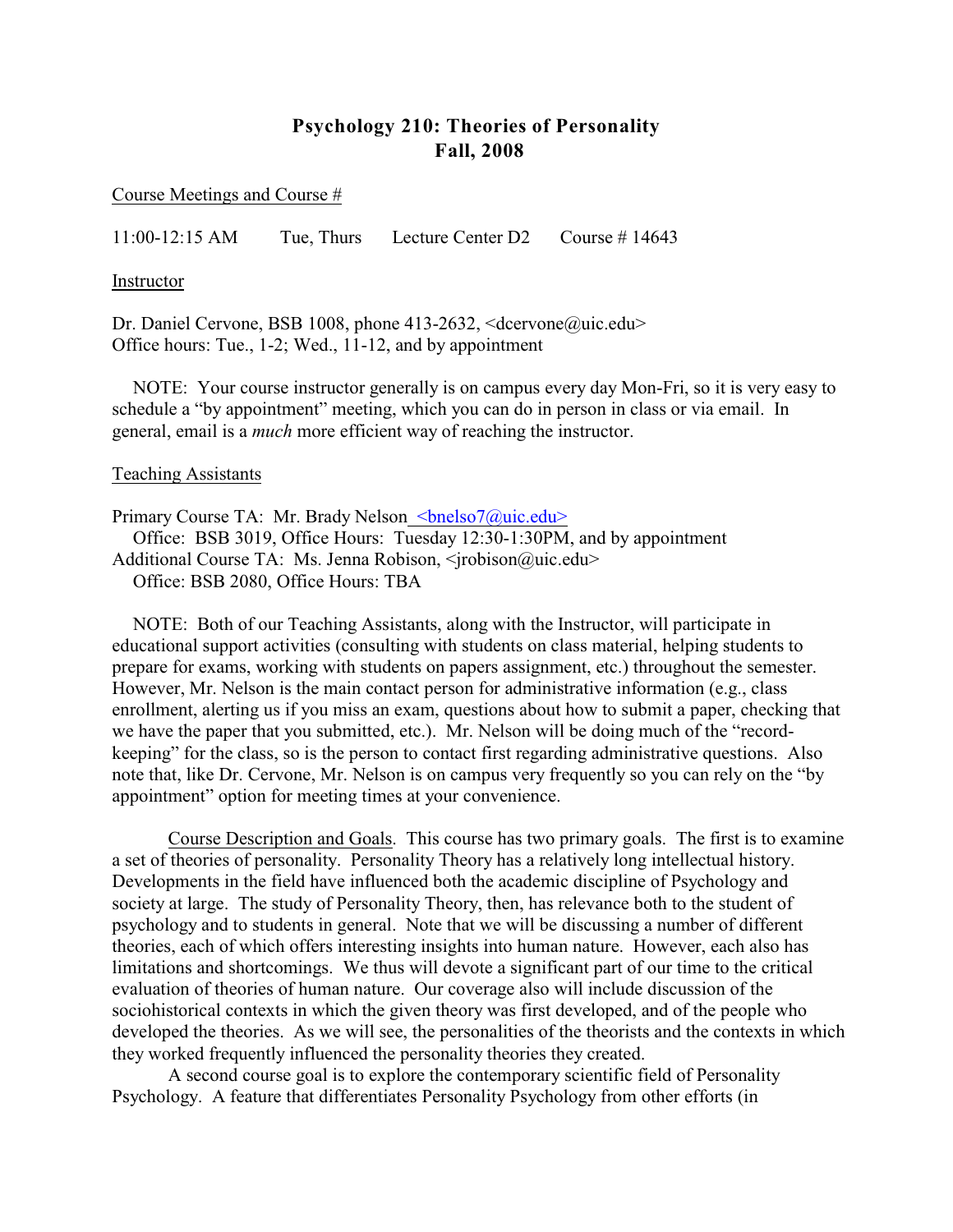# Psychology 210: Theories of Personality
## Fall, 2008

Course Meetings and Course #

11:00-12:15 AM Tue, Thurs Lecture Center D2 Course # 14643

Instructor

Dr. Daniel Cervone, BSB 1008, phone 413-2632, <dcervone@uic.edu>
Office hours: Tue., 1-2; Wed., 11-12, and by appointment

NOTE: Your course instructor generally is on campus every day Mon-Fri, so it is very easy to schedule a "by appointment" meeting, which you can do in person in class or via email. In general, email is a *much* more efficient way of reaching the instructor.

Teaching Assistants

Primary Course TA: Mr. Brady Nelson <bnelso7@uic.edu>
Office: BSB 3019, Office Hours: Tuesday 12:30-1:30PM, and by appointment
Additional Course TA: Ms. Jenna Robison, <jrobison@uic.edu>
Office: BSB 2080, Office Hours: TBA

NOTE: Both of our Teaching Assistants, along with the Instructor, will participate in educational support activities (consulting with students on class material, helping students to prepare for exams, working with students on papers assignment, etc.) throughout the semester. However, Mr. Nelson is the main contact person for administrative information (e.g., class enrollment, alerting us if you miss an exam, questions about how to submit a paper, checking that we have the paper that you submitted, etc.). Mr. Nelson will be doing much of the "record-keeping" for the class, so is the person to contact first regarding administrative questions. Also note that, like Dr. Cervone, Mr. Nelson is on campus very frequently so you can rely on the "by appointment" option for meeting times at your convenience.

Course Description and Goals. This course has two primary goals. The first is to examine a set of theories of personality. Personality Theory has a relatively long intellectual history. Developments in the field have influenced both the academic discipline of Psychology and society at large. The study of Personality Theory, then, has relevance both to the student of psychology and to students in general. Note that we will be discussing a number of different theories, each of which offers interesting insights into human nature. However, each also has limitations and shortcomings. We thus will devote a significant part of our time to the critical evaluation of theories of human nature. Our coverage also will include discussion of the sociohistorical contexts in which the given theory was first developed, and of the people who developed the theories. As we will see, the personalities of the theorists and the contexts in which they worked frequently influenced the personality theories they created.

A second course goal is to explore the contemporary scientific field of Personality Psychology. A feature that differentiates Personality Psychology from other efforts (in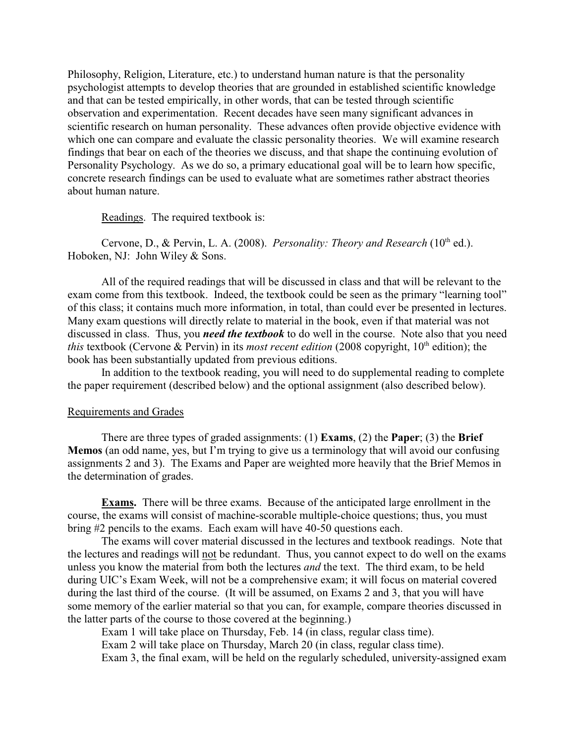Philosophy, Religion, Literature, etc.) to understand human nature is that the personality psychologist attempts to develop theories that are grounded in established scientific knowledge and that can be tested empirically, in other words, that can be tested through scientific observation and experimentation. Recent decades have seen many significant advances in scientific research on human personality. These advances often provide objective evidence with which one can compare and evaluate the classic personality theories. We will examine research findings that bear on each of the theories we discuss, and that shape the continuing evolution of Personality Psychology. As we do so, a primary educational goal will be to learn how specific, concrete research findings can be used to evaluate what are sometimes rather abstract theories about human nature.

Readings. The required textbook is:

Cervone, D., & Pervin, L. A. (2008). *Personality: Theory and Research* (10th ed.). Hoboken, NJ: John Wiley & Sons.

All of the required readings that will be discussed in class and that will be relevant to the exam come from this textbook. Indeed, the textbook could be seen as the primary "learning tool" of this class; it contains much more information, in total, than could ever be presented in lectures. Many exam questions will directly relate to material in the book, even if that material was not discussed in class. Thus, you ***need the textbook*** to do well in the course. Note also that you need *this* textbook (Cervone & Pervin) in its *most recent edition* (2008 copyright, 10th edition); the book has been substantially updated from previous editions.

In addition to the textbook reading, you will need to do supplemental reading to complete the paper requirement (described below) and the optional assignment (also described below).

## Requirements and Grades

There are three types of graded assignments: (1) **Exams**, (2) the **Paper**; (3) the **Brief Memos** (an odd name, yes, but I'm trying to give us a terminology that will avoid our confusing assignments 2 and 3). The Exams and Paper are weighted more heavily that the Brief Memos in the determination of grades.

**Exams.** There will be three exams. Because of the anticipated large enrollment in the course, the exams will consist of machine-scorable multiple-choice questions; thus, you must bring #2 pencils to the exams. Each exam will have 40-50 questions each.

The exams will cover material discussed in the lectures and textbook readings. Note that the lectures and readings will not be redundant. Thus, you cannot expect to do well on the exams unless you know the material from both the lectures *and* the text. The third exam, to be held during UIC's Exam Week, will not be a comprehensive exam; it will focus on material covered during the last third of the course. (It will be assumed, on Exams 2 and 3, that you will have some memory of the earlier material so that you can, for example, compare theories discussed in the latter parts of the course to those covered at the beginning.)

Exam 1 will take place on Thursday, Feb. 14 (in class, regular class time).

Exam 2 will take place on Thursday, March 20 (in class, regular class time).

Exam 3, the final exam, will be held on the regularly scheduled, university-assigned exam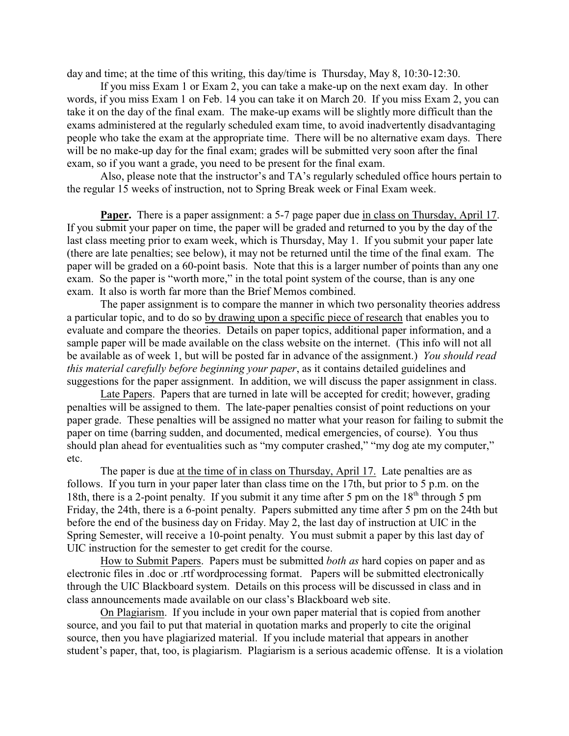day and time; at the time of this writing, this day/time is Thursday, May 8, 10:30-12:30.

If you miss Exam 1 or Exam 2, you can take a make-up on the next exam day. In other words, if you miss Exam 1 on Feb. 14 you can take it on March 20. If you miss Exam 2, you can take it on the day of the final exam. The make-up exams will be slightly more difficult than the exams administered at the regularly scheduled exam time, to avoid inadvertently disadvantaging people who take the exam at the appropriate time. There will be no alternative exam days. There will be no make-up day for the final exam; grades will be submitted very soon after the final exam, so if you want a grade, you need to be present for the final exam.

Also, please note that the instructor's and TA's regularly scheduled office hours pertain to the regular 15 weeks of instruction, not to Spring Break week or Final Exam week.

**Paper.** There is a paper assignment: a 5-7 page paper due in class on Thursday, April 17. If you submit your paper on time, the paper will be graded and returned to you by the day of the last class meeting prior to exam week, which is Thursday, May 1. If you submit your paper late (there are late penalties; see below), it may not be returned until the time of the final exam. The paper will be graded on a 60-point basis. Note that this is a larger number of points than any one exam. So the paper is "worth more," in the total point system of the course, than is any one exam. It also is worth far more than the Brief Memos combined.

The paper assignment is to compare the manner in which two personality theories address a particular topic, and to do so by drawing upon a specific piece of research that enables you to evaluate and compare the theories. Details on paper topics, additional paper information, and a sample paper will be made available on the class website on the internet. (This info will not all be available as of week 1, but will be posted far in advance of the assignment.) *You should read this material carefully before beginning your paper*, as it contains detailed guidelines and suggestions for the paper assignment. In addition, we will discuss the paper assignment in class.

Late Papers. Papers that are turned in late will be accepted for credit; however, grading penalties will be assigned to them. The late-paper penalties consist of point reductions on your paper grade. These penalties will be assigned no matter what your reason for failing to submit the paper on time (barring sudden, and documented, medical emergencies, of course). You thus should plan ahead for eventualities such as "my computer crashed," "my dog ate my computer," etc.

The paper is due at the time of in class on Thursday, April 17. Late penalties are as follows. If you turn in your paper later than class time on the 17th, but prior to 5 p.m. on the 18th, there is a 2-point penalty. If you submit it any time after 5 pm on the 18th through 5 pm Friday, the 24th, there is a 6-point penalty. Papers submitted any time after 5 pm on the 24th but before the end of the business day on Friday. May 2, the last day of instruction at UIC in the Spring Semester, will receive a 10-point penalty. You must submit a paper by this last day of UIC instruction for the semester to get credit for the course.

How to Submit Papers. Papers must be submitted *both as* hard copies on paper and as electronic files in .doc or .rtf wordprocessing format. Papers will be submitted electronically through the UIC Blackboard system. Details on this process will be discussed in class and in class announcements made available on our class's Blackboard web site.

On Plagiarism. If you include in your own paper material that is copied from another source, and you fail to put that material in quotation marks and properly to cite the original source, then you have plagiarized material. If you include material that appears in another student's paper, that, too, is plagiarism. Plagiarism is a serious academic offense. It is a violation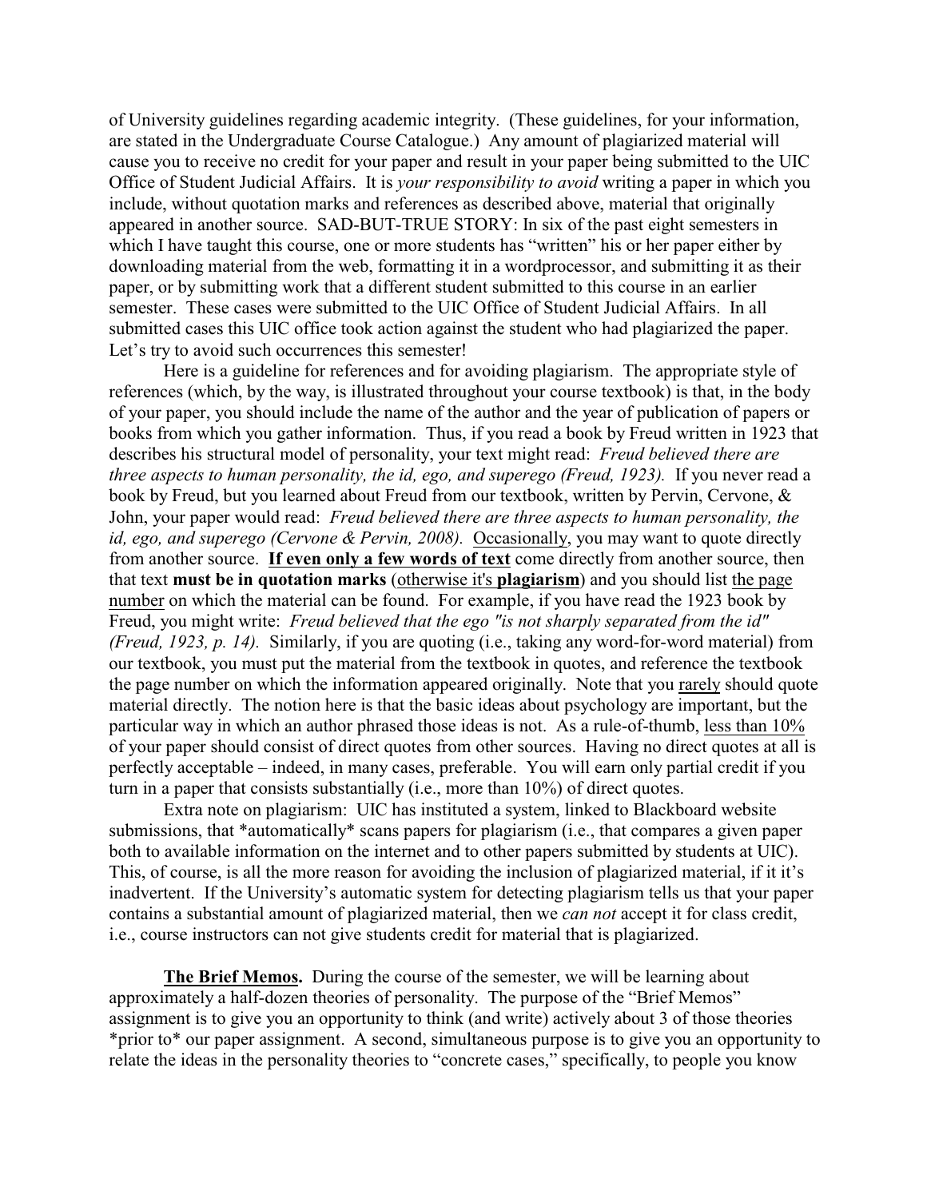of University guidelines regarding academic integrity. (These guidelines, for your information, are stated in the Undergraduate Course Catalogue.) Any amount of plagiarized material will cause you to receive no credit for your paper and result in your paper being submitted to the UIC Office of Student Judicial Affairs. It is *your responsibility to avoid* writing a paper in which you include, without quotation marks and references as described above, material that originally appeared in another source. SAD-BUT-TRUE STORY: In six of the past eight semesters in which I have taught this course, one or more students has "written" his or her paper either by downloading material from the web, formatting it in a wordprocessor, and submitting it as their paper, or by submitting work that a different student submitted to this course in an earlier semester. These cases were submitted to the UIC Office of Student Judicial Affairs. In all submitted cases this UIC office took action against the student who had plagiarized the paper. Let's try to avoid such occurrences this semester!

Here is a guideline for references and for avoiding plagiarism. The appropriate style of references (which, by the way, is illustrated throughout your course textbook) is that, in the body of your paper, you should include the name of the author and the year of publication of papers or books from which you gather information. Thus, if you read a book by Freud written in 1923 that describes his structural model of personality, your text might read: *Freud believed there are three aspects to human personality, the id, ego, and superego (Freud, 1923).* If you never read a book by Freud, but you learned about Freud from our textbook, written by Pervin, Cervone, & John, your paper would read: *Freud believed there are three aspects to human personality, the id, ego, and superego (Cervone & Pervin, 2008).* Occasionally, you may want to quote directly from another source. **If even only a few words of text** come directly from another source, then that text **must be in quotation marks** (otherwise it's **plagiarism**) and you should list the page number on which the material can be found. For example, if you have read the 1923 book by Freud, you might write: *Freud believed that the ego "is not sharply separated from the id" (Freud, 1923, p. 14).* Similarly, if you are quoting (i.e., taking any word-for-word material) from our textbook, you must put the material from the textbook in quotes, and reference the textbook the page number on which the information appeared originally. Note that you rarely should quote material directly. The notion here is that the basic ideas about psychology are important, but the particular way in which an author phrased those ideas is not. As a rule-of-thumb, less than 10% of your paper should consist of direct quotes from other sources. Having no direct quotes at all is perfectly acceptable – indeed, in many cases, preferable. You will earn only partial credit if you turn in a paper that consists substantially (i.e., more than 10%) of direct quotes.

Extra note on plagiarism: UIC has instituted a system, linked to Blackboard website submissions, that *automatically* scans papers for plagiarism (i.e., that compares a given paper both to available information on the internet and to other papers submitted by students at UIC). This, of course, is all the more reason for avoiding the inclusion of plagiarized material, if it it's inadvertent. If the University's automatic system for detecting plagiarism tells us that your paper contains a substantial amount of plagiarized material, then we *can not* accept it for class credit, i.e., course instructors can not give students credit for material that is plagiarized.

**The Brief Memos.** During the course of the semester, we will be learning about approximately a half-dozen theories of personality. The purpose of the "Brief Memos" assignment is to give you an opportunity to think (and write) actively about 3 of those theories *prior to* our paper assignment. A second, simultaneous purpose is to give you an opportunity to relate the ideas in the personality theories to "concrete cases," specifically, to people you know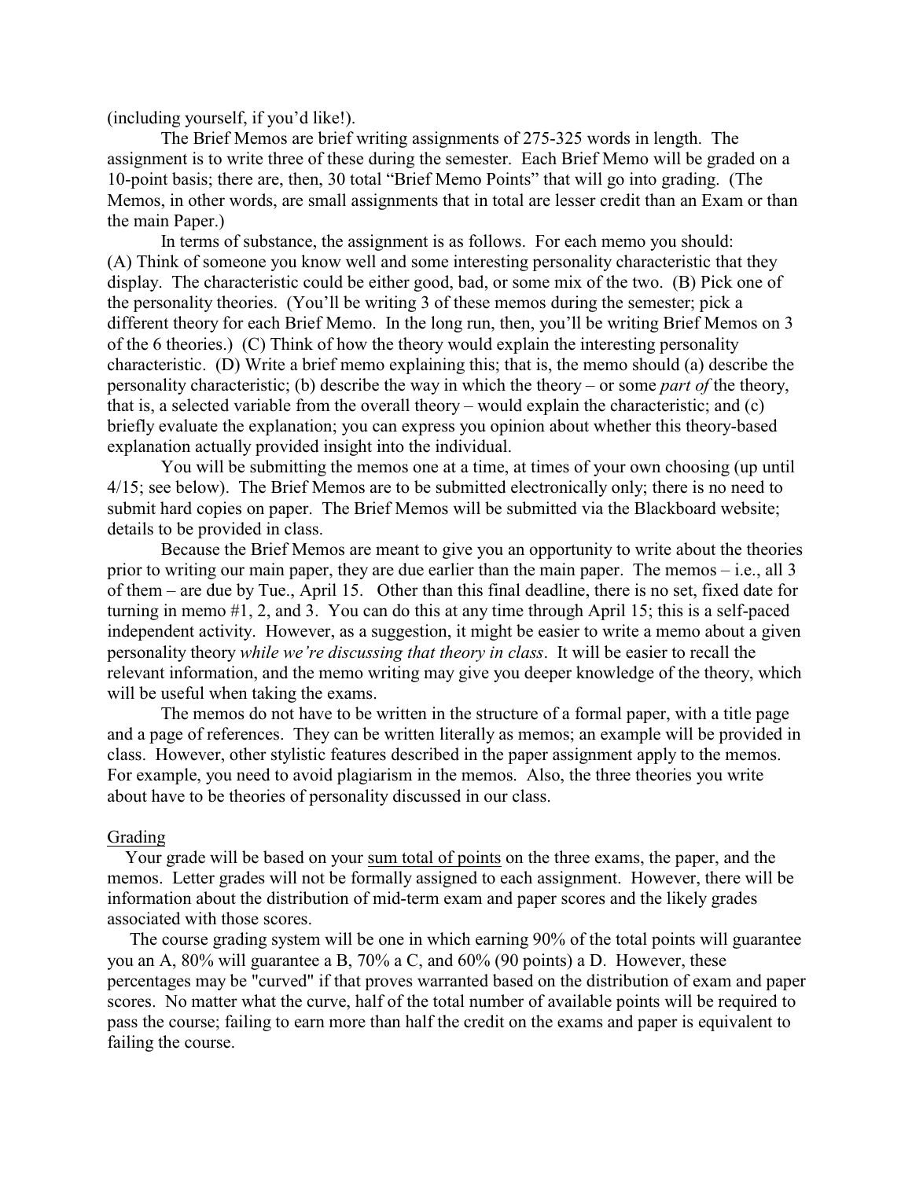(including yourself, if you'd like!).

The Brief Memos are brief writing assignments of 275-325 words in length. The assignment is to write three of these during the semester. Each Brief Memo will be graded on a 10-point basis; there are, then, 30 total "Brief Memo Points" that will go into grading. (The Memos, in other words, are small assignments that in total are lesser credit than an Exam or than the main Paper.)

In terms of substance, the assignment is as follows. For each memo you should:
(A) Think of someone you know well and some interesting personality characteristic that they display. The characteristic could be either good, bad, or some mix of the two. (B) Pick one of the personality theories. (You'll be writing 3 of these memos during the semester; pick a different theory for each Brief Memo. In the long run, then, you'll be writing Brief Memos on 3 of the 6 theories.) (C) Think of how the theory would explain the interesting personality characteristic. (D) Write a brief memo explaining this; that is, the memo should (a) describe the personality characteristic; (b) describe the way in which the theory – or some *part of* the theory, that is, a selected variable from the overall theory – would explain the characteristic; and (c) briefly evaluate the explanation; you can express you opinion about whether this theory-based explanation actually provided insight into the individual.

You will be submitting the memos one at a time, at times of your own choosing (up until 4/15; see below). The Brief Memos are to be submitted electronically only; there is no need to submit hard copies on paper. The Brief Memos will be submitted via the Blackboard website; details to be provided in class.

Because the Brief Memos are meant to give you an opportunity to write about the theories prior to writing our main paper, they are due earlier than the main paper. The memos – i.e., all 3 of them – are due by Tue., April 15. Other than this final deadline, there is no set, fixed date for turning in memo #1, 2, and 3. You can do this at any time through April 15; this is a self-paced independent activity. However, as a suggestion, it might be easier to write a memo about a given personality theory *while we're discussing that theory in class*. It will be easier to recall the relevant information, and the memo writing may give you deeper knowledge of the theory, which will be useful when taking the exams.

The memos do not have to be written in the structure of a formal paper, with a title page and a page of references. They can be written literally as memos; an example will be provided in class. However, other stylistic features described in the paper assignment apply to the memos. For example, you need to avoid plagiarism in the memos. Also, the three theories you write about have to be theories of personality discussed in our class.

## Grading

Your grade will be based on your sum total of points on the three exams, the paper, and the memos. Letter grades will not be formally assigned to each assignment. However, there will be information about the distribution of mid-term exam and paper scores and the likely grades associated with those scores.

The course grading system will be one in which earning 90% of the total points will guarantee you an A, 80% will guarantee a B, 70% a C, and 60% (90 points) a D. However, these percentages may be "curved" if that proves warranted based on the distribution of exam and paper scores. No matter what the curve, half of the total number of available points will be required to pass the course; failing to earn more than half the credit on the exams and paper is equivalent to failing the course.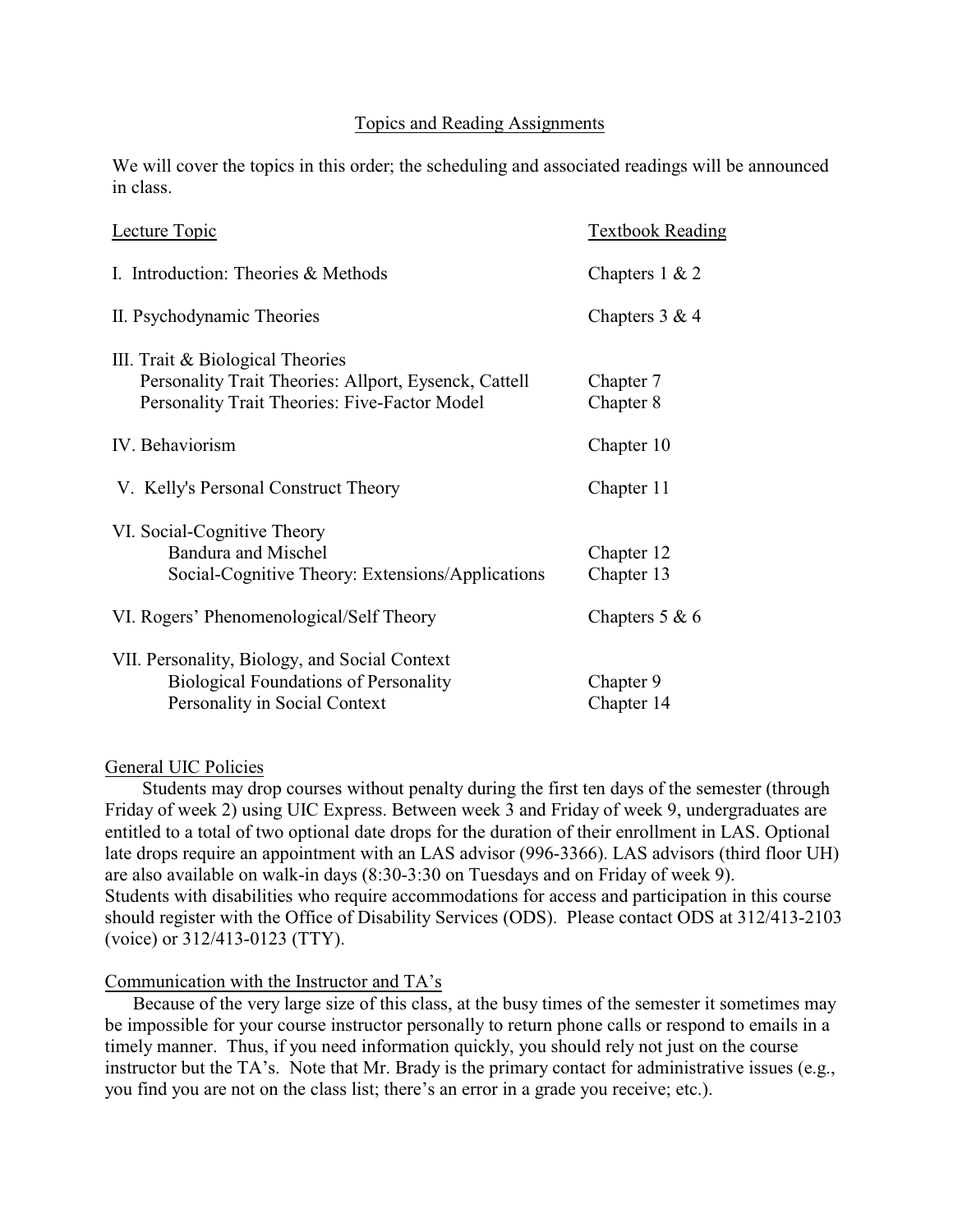## Topics and Reading Assignments

We will cover the topics in this order; the scheduling and associated readings will be announced in class.

| Lecture Topic | Textbook Reading |
|---|---|
| I. Introduction: Theories & Methods | Chapters 1 & 2 |
| II. Psychodynamic Theories | Chapters 3 & 4 |
| III. Trait & Biological Theories | |
| Personality Trait Theories: Allport, Eysenck, Cattell | Chapter 7 |
| Personality Trait Theories: Five-Factor Model | Chapter 8 |
| IV. Behaviorism | Chapter 10 |
| V. Kelly's Personal Construct Theory | Chapter 11 |
| VI. Social-Cognitive Theory | |
| Bandura and Mischel | Chapter 12 |
| Social-Cognitive Theory: Extensions/Applications | Chapter 13 |
| VI. Rogers' Phenomenological/Self Theory | Chapters 5 & 6 |
| VII. Personality, Biology, and Social Context | |
| Biological Foundations of Personality | Chapter 9 |
| Personality in Social Context | Chapter 14 |

## General UIC Policies

Students may drop courses without penalty during the first ten days of the semester (through Friday of week 2) using UIC Express. Between week 3 and Friday of week 9, undergraduates are entitled to a total of two optional date drops for the duration of their enrollment in LAS. Optional late drops require an appointment with an LAS advisor (996-3366). LAS advisors (third floor UH) are also available on walk-in days (8:30-3:30 on Tuesdays and on Friday of week 9).

Students with disabilities who require accommodations for access and participation in this course should register with the Office of Disability Services (ODS). Please contact ODS at 312/413-2103 (voice) or 312/413-0123 (TTY).

## Communication with the Instructor and TA's

Because of the very large size of this class, at the busy times of the semester it sometimes may be impossible for your course instructor personally to return phone calls or respond to emails in a timely manner. Thus, if you need information quickly, you should rely not just on the course instructor but the TA's. Note that Mr. Brady is the primary contact for administrative issues (e.g., you find you are not on the class list; there's an error in a grade you receive; etc.).